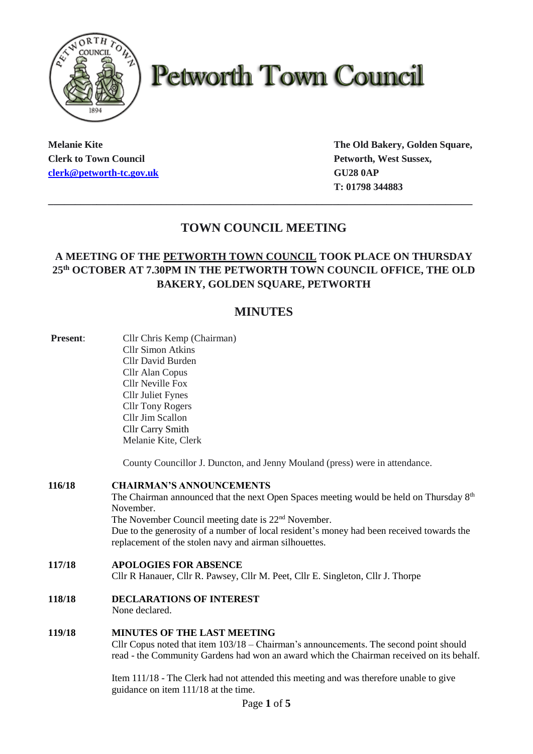# Petworth Town Council

**Melanie Kite**
**Clerk to Town Council**
**clerk@petworth-tc.gov.uk**

**The Old Bakery, Golden Square,**
**Petworth, West Sussex,**
**GU28 0AP**
**T: 01798 344883**

---

## TOWN COUNCIL MEETING

### A MEETING OF THE PETWORTH TOWN COUNCIL TOOK PLACE ON THURSDAY 25th OCTOBER AT 7.30PM IN THE PETWORTH TOWN COUNCIL OFFICE, THE OLD BAKERY, GOLDEN SQUARE, PETWORTH

## MINUTES

**Present**:
Cllr Chris Kemp (Chairman)
Cllr Simon Atkins
Cllr David Burden
Cllr Alan Copus
Cllr Neville Fox
Cllr Juliet Fynes
Cllr Tony Rogers
Cllr Jim Scallon
Cllr Carry Smith
Melanie Kite, Clerk

County Councillor J. Duncton, and Jenny Mouland (press) were in attendance.

**116/18 CHAIRMAN'S ANNOUNCEMENTS**

The Chairman announced that the next Open Spaces meeting would be held on Thursday 8th November.
The November Council meeting date is 22nd November.
Due to the generosity of a number of local resident's money had been received towards the replacement of the stolen navy and airman silhouettes.

**117/18 APOLOGIES FOR ABSENCE**

Cllr R Hanauer, Cllr R. Pawsey, Cllr M. Peet, Cllr E. Singleton, Cllr J. Thorpe

**118/18 DECLARATIONS OF INTEREST**

None declared.

**119/18 MINUTES OF THE LAST MEETING**

Cllr Copus noted that item 103/18 – Chairman's announcements. The second point should read - the Community Gardens had won an award which the Chairman received on its behalf.

Item 111/18 - The Clerk had not attended this meeting and was therefore unable to give guidance on item 111/18 at the time.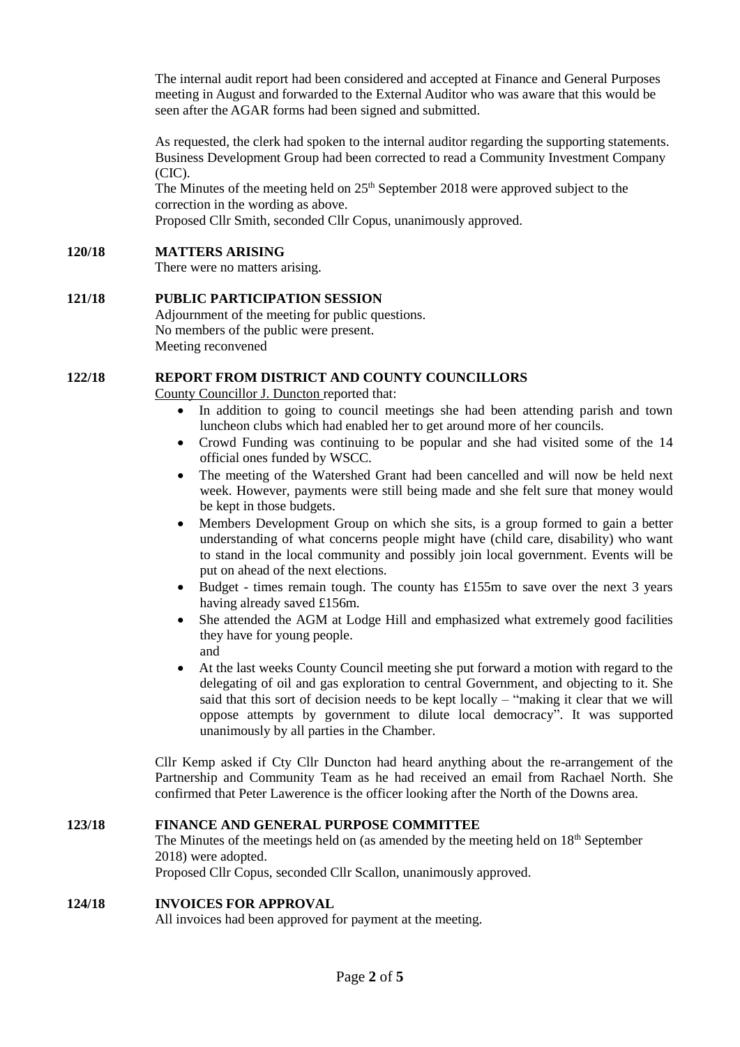The internal audit report had been considered and accepted at Finance and General Purposes meeting in August and forwarded to the External Auditor who was aware that this would be seen after the AGAR forms had been signed and submitted.

As requested, the clerk had spoken to the internal auditor regarding the supporting statements. Business Development Group had been corrected to read a Community Investment Company (CIC).
The Minutes of the meeting held on 25th September 2018 were approved subject to the correction in the wording as above.
Proposed Cllr Smith, seconded Cllr Copus, unanimously approved.

**120/18 MATTERS ARISING**

There were no matters arising.

**121/18 PUBLIC PARTICIPATION SESSION**

Adjournment of the meeting for public questions.
No members of the public were present.
Meeting reconvened

**122/18 REPORT FROM DISTRICT AND COUNTY COUNCILLORS**

County Councillor J. Duncton reported that:

- In addition to going to council meetings she had been attending parish and town luncheon clubs which had enabled her to get around more of her councils.
- Crowd Funding was continuing to be popular and she had visited some of the 14 official ones funded by WSCC.
- The meeting of the Watershed Grant had been cancelled and will now be held next week. However, payments were still being made and she felt sure that money would be kept in those budgets.
- Members Development Group on which she sits, is a group formed to gain a better understanding of what concerns people might have (child care, disability) who want to stand in the local community and possibly join local government. Events will be put on ahead of the next elections.
- Budget - times remain tough. The county has £155m to save over the next 3 years having already saved £156m.
- She attended the AGM at Lodge Hill and emphasized what extremely good facilities they have for young people.
  and
- At the last weeks County Council meeting she put forward a motion with regard to the delegating of oil and gas exploration to central Government, and objecting to it. She said that this sort of decision needs to be kept locally – "making it clear that we will oppose attempts by government to dilute local democracy". It was supported unanimously by all parties in the Chamber.

Cllr Kemp asked if Cty Cllr Duncton had heard anything about the re-arrangement of the Partnership and Community Team as he had received an email from Rachael North. She confirmed that Peter Lawerence is the officer looking after the North of the Downs area.

**123/18 FINANCE AND GENERAL PURPOSE COMMITTEE**

The Minutes of the meetings held on (as amended by the meeting held on 18th September 2018) were adopted.
Proposed Cllr Copus, seconded Cllr Scallon, unanimously approved.

**124/18 INVOICES FOR APPROVAL**

All invoices had been approved for payment at the meeting.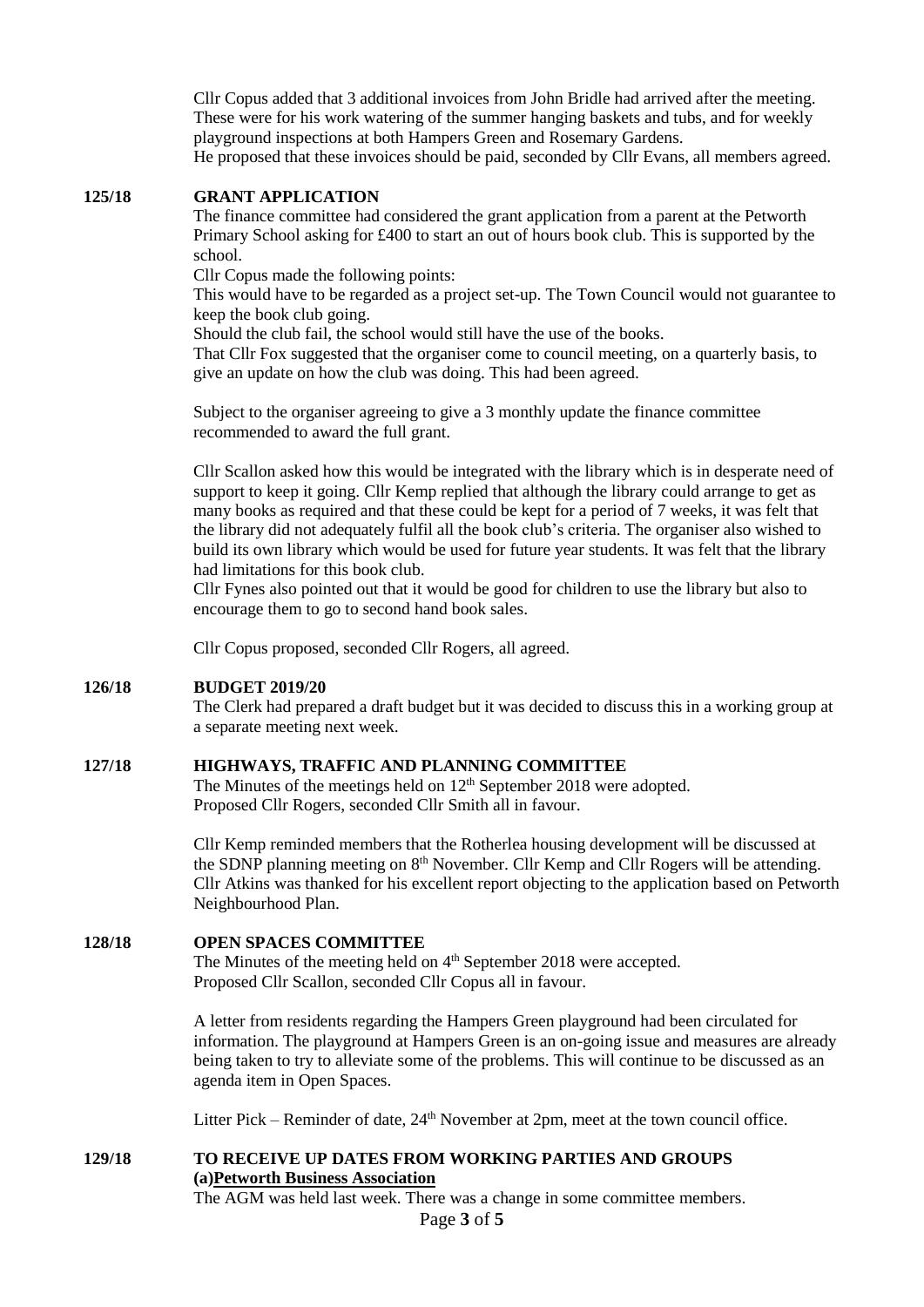Cllr Copus added that 3 additional invoices from John Bridle had arrived after the meeting. These were for his work watering of the summer hanging baskets and tubs, and for weekly playground inspections at both Hampers Green and Rosemary Gardens.
He proposed that these invoices should be paid, seconded by Cllr Evans, all members agreed.

**125/18 GRANT APPLICATION**

The finance committee had considered the grant application from a parent at the Petworth Primary School asking for £400 to start an out of hours book club. This is supported by the school.

Cllr Copus made the following points:

This would have to be regarded as a project set-up. The Town Council would not guarantee to keep the book club going.

Should the club fail, the school would still have the use of the books.

That Cllr Fox suggested that the organiser come to council meeting, on a quarterly basis, to give an update on how the club was doing. This had been agreed.

Subject to the organiser agreeing to give a 3 monthly update the finance committee recommended to award the full grant.

Cllr Scallon asked how this would be integrated with the library which is in desperate need of support to keep it going. Cllr Kemp replied that although the library could arrange to get as many books as required and that these could be kept for a period of 7 weeks, it was felt that the library did not adequately fulfil all the book club's criteria. The organiser also wished to build its own library which would be used for future year students. It was felt that the library had limitations for this book club.

Cllr Fynes also pointed out that it would be good for children to use the library but also to encourage them to go to second hand book sales.

Cllr Copus proposed, seconded Cllr Rogers, all agreed.

**126/18 BUDGET 2019/20**

The Clerk had prepared a draft budget but it was decided to discuss this in a working group at a separate meeting next week.

**127/18 HIGHWAYS, TRAFFIC AND PLANNING COMMITTEE**

The Minutes of the meetings held on 12th September 2018 were adopted.
Proposed Cllr Rogers, seconded Cllr Smith all in favour.

Cllr Kemp reminded members that the Rotherlea housing development will be discussed at the SDNP planning meeting on 8th November. Cllr Kemp and Cllr Rogers will be attending. Cllr Atkins was thanked for his excellent report objecting to the application based on Petworth Neighbourhood Plan.

**128/18 OPEN SPACES COMMITTEE**

The Minutes of the meeting held on 4th September 2018 were accepted.
Proposed Cllr Scallon, seconded Cllr Copus all in favour.

A letter from residents regarding the Hampers Green playground had been circulated for information. The playground at Hampers Green is an on-going issue and measures are already being taken to try to alleviate some of the problems. This will continue to be discussed as an agenda item in Open Spaces.

Litter Pick – Reminder of date, 24th November at 2pm, meet at the town council office.

**129/18 TO RECEIVE UP DATES FROM WORKING PARTIES AND GROUPS**

**(a)<u>Petworth Business Association</u>**

The AGM was held last week. There was a change in some committee members.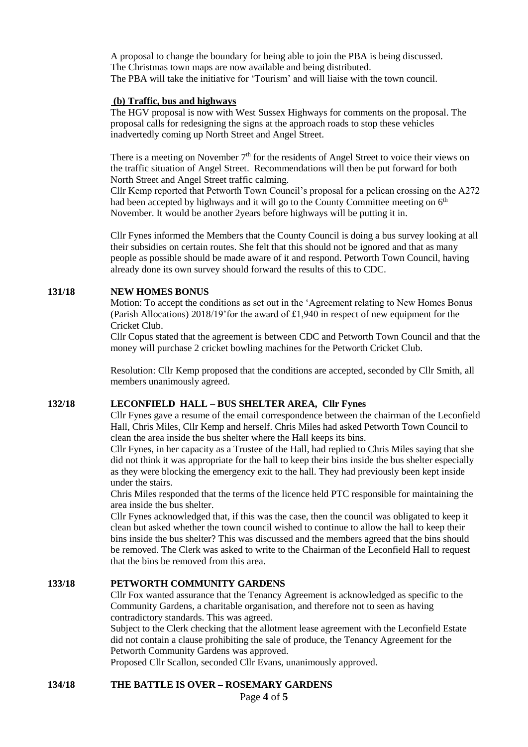A proposal to change the boundary for being able to join the PBA is being discussed.
The Christmas town maps are now available and being distributed.
The PBA will take the initiative for 'Tourism' and will liaise with the town council.

**(b) Traffic, bus and highways**

The HGV proposal is now with West Sussex Highways for comments on the proposal. The proposal calls for redesigning the signs at the approach roads to stop these vehicles inadvertedly coming up North Street and Angel Street.

There is a meeting on November 7th for the residents of Angel Street to voice their views on the traffic situation of Angel Street. Recommendations will then be put forward for both North Street and Angel Street traffic calming.

Cllr Kemp reported that Petworth Town Council's proposal for a pelican crossing on the A272 had been accepted by highways and it will go to the County Committee meeting on 6th November. It would be another 2years before highways will be putting it in.

Cllr Fynes informed the Members that the County Council is doing a bus survey looking at all their subsidies on certain routes. She felt that this should not be ignored and that as many people as possible should be made aware of it and respond. Petworth Town Council, having already done its own survey should forward the results of this to CDC.

## 131/18 NEW HOMES BONUS

Motion: To accept the conditions as set out in the 'Agreement relating to New Homes Bonus (Parish Allocations) 2018/19' for the award of £1,940 in respect of new equipment for the Cricket Club.

Cllr Copus stated that the agreement is between CDC and Petworth Town Council and that the money will purchase 2 cricket bowling machines for the Petworth Cricket Club.

Resolution: Cllr Kemp proposed that the conditions are accepted, seconded by Cllr Smith, all members unanimously agreed.

## 132/18 LECONFIELD HALL – BUS SHELTER AREA, Cllr Fynes

Cllr Fynes gave a resume of the email correspondence between the chairman of the Leconfield Hall, Chris Miles, Cllr Kemp and herself. Chris Miles had asked Petworth Town Council to clean the area inside the bus shelter where the Hall keeps its bins.

Cllr Fynes, in her capacity as a Trustee of the Hall, had replied to Chris Miles saying that she did not think it was appropriate for the hall to keep their bins inside the bus shelter especially as they were blocking the emergency exit to the hall. They had previously been kept inside under the stairs.

Chris Miles responded that the terms of the licence held PTC responsible for maintaining the area inside the bus shelter.

Cllr Fynes acknowledged that, if this was the case, then the council was obligated to keep it clean but asked whether the town council wished to continue to allow the hall to keep their bins inside the bus shelter? This was discussed and the members agreed that the bins should be removed. The Clerk was asked to write to the Chairman of the Leconfield Hall to request that the bins be removed from this area.

## 133/18 PETWORTH COMMUNITY GARDENS

Cllr Fox wanted assurance that the Tenancy Agreement is acknowledged as specific to the Community Gardens, a charitable organisation, and therefore not to seen as having contradictory standards. This was agreed.

Subject to the Clerk checking that the allotment lease agreement with the Leconfield Estate did not contain a clause prohibiting the sale of produce, the Tenancy Agreement for the Petworth Community Gardens was approved.

Proposed Cllr Scallon, seconded Cllr Evans, unanimously approved.

## 134/18 THE BATTLE IS OVER – ROSEMARY GARDENS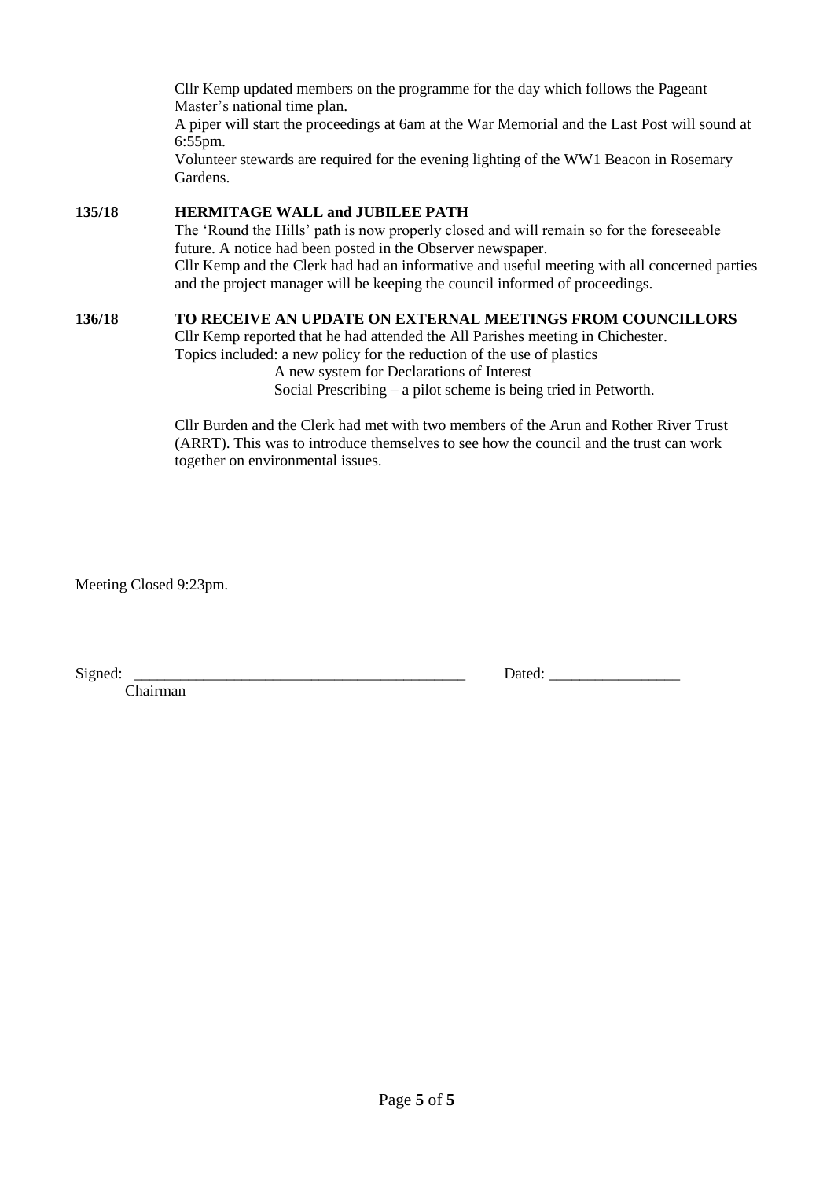Cllr Kemp updated members on the programme for the day which follows the Pageant Master's national time plan.

A piper will start the proceedings at 6am at the War Memorial and the Last Post will sound at 6:55pm.

Volunteer stewards are required for the evening lighting of the WW1 Beacon in Rosemary Gardens.

**135/18 HERMITAGE WALL and JUBILEE PATH**

The 'Round the Hills' path is now properly closed and will remain so for the foreseeable future. A notice had been posted in the Observer newspaper.

Cllr Kemp and the Clerk had had an informative and useful meeting with all concerned parties and the project manager will be keeping the council informed of proceedings.

**136/18 TO RECEIVE AN UPDATE ON EXTERNAL MEETINGS FROM COUNCILLORS**

Cllr Kemp reported that he had attended the All Parishes meeting in Chichester.

Topics included: a new policy for the reduction of the use of plastics

A new system for Declarations of Interest

Social Prescribing – a pilot scheme is being tried in Petworth.

Cllr Burden and the Clerk had met with two members of the Arun and Rother River Trust (ARRT). This was to introduce themselves to see how the council and the trust can work together on environmental issues.

Meeting Closed 9:23pm.

Signed: ____________________________________________ Dated: _________________

Chairman